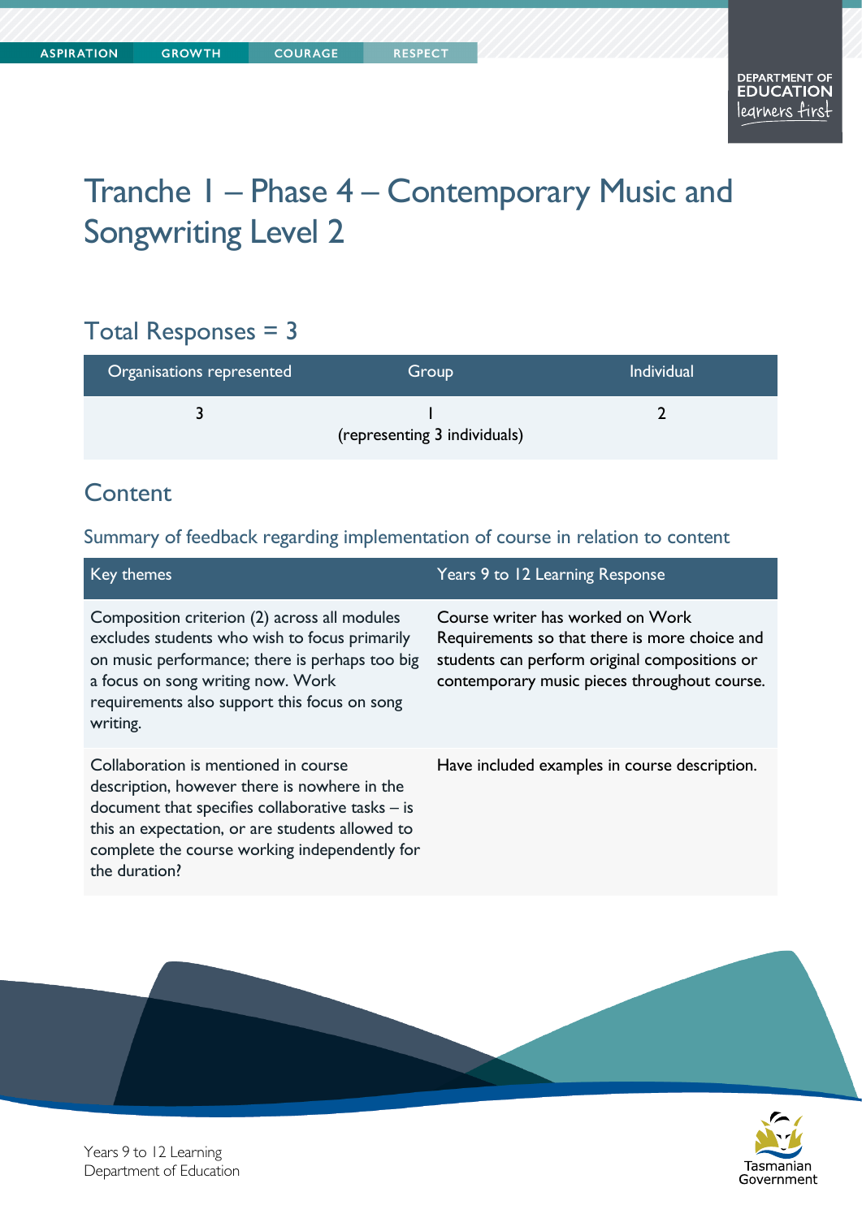# Tranche 1 – Phase 4 – Contemporary Music and Songwriting Level 2

## Total Responses = 3

| Organisations represented | Group | Individual |
|---|---|---|
| 3 | 1 (representing 3 individuals) | 2 |

## Content

### Summary of feedback regarding implementation of course in relation to content

| Key themes | Years 9 to 12 Learning Response |
|---|---|
| Composition criterion (2) across all modules excludes students who wish to focus primarily on music performance; there is perhaps too big a focus on song writing now. Work requirements also support this focus on song writing. | Course writer has worked on Work Requirements so that there is more choice and students can perform original compositions or contemporary music pieces throughout course. |
| Collaboration is mentioned in course description, however there is nowhere in the document that specifies collaborative tasks – is this an expectation, or are students allowed to complete the course working independently for the duration? | Have included examples in course description. |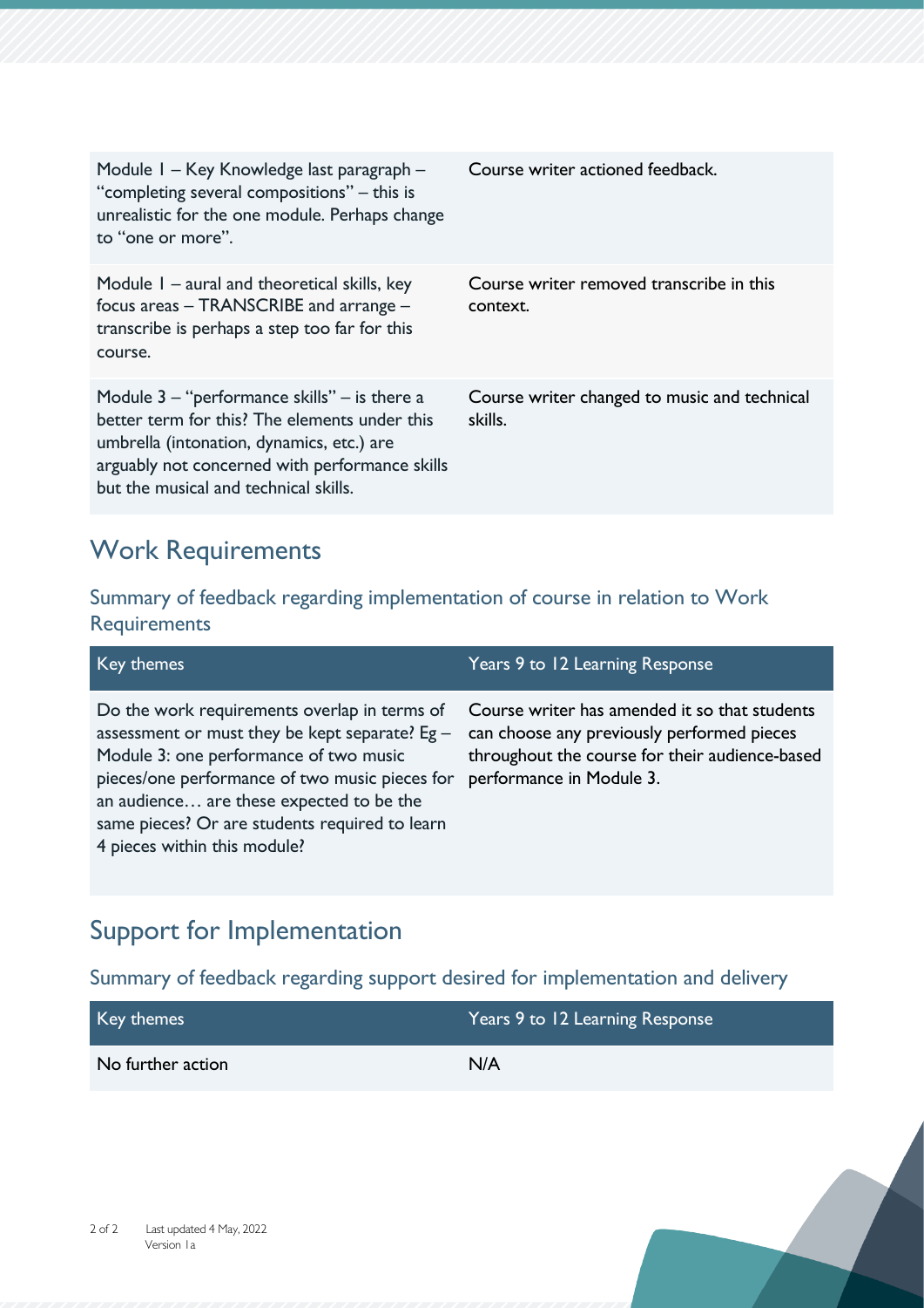| | |
|---|---|
| Module 1 – Key Knowledge last paragraph – "completing several compositions" – this is unrealistic for the one module. Perhaps change to "one or more". | Course writer actioned feedback. |
| Module 1 – aural and theoretical skills, key focus areas – TRANSCRIBE and arrange – transcribe is perhaps a step too far for this course. | Course writer removed transcribe in this context. |
| Module 3 – "performance skills" – is there a better term for this? The elements under this umbrella (intonation, dynamics, etc.) are arguably not concerned with performance skills but the musical and technical skills. | Course writer changed to music and technical skills. |

## Work Requirements

### Summary of feedback regarding implementation of course in relation to Work Requirements

| Key themes | Years 9 to 12 Learning Response |
|---|---|
| Do the work requirements overlap in terms of assessment or must they be kept separate? Eg – Module 3: one performance of two music pieces/one performance of two music pieces for an audience… are these expected to be the same pieces? Or are students required to learn 4 pieces within this module? | Course writer has amended it so that students can choose any previously performed pieces throughout the course for their audience-based performance in Module 3. |

## Support for Implementation

### Summary of feedback regarding support desired for implementation and delivery

| Key themes | Years 9 to 12 Learning Response |
|---|---|
| No further action | N/A |

Last updated 4 May, 2022
Version 1a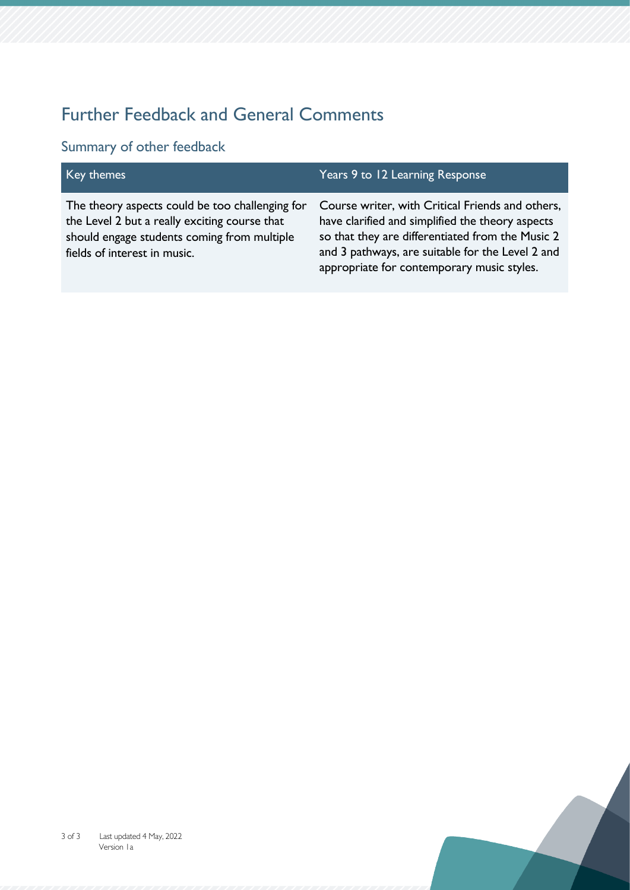# Further Feedback and General Comments

## Summary of other feedback

| Key themes | Years 9 to 12 Learning Response |
|---|---|
| The theory aspects could be too challenging for the Level 2 but a really exciting course that should engage students coming from multiple fields of interest in music. | Course writer, with Critical Friends and others, have clarified and simplified the theory aspects so that they are differentiated from the Music 2 and 3 pathways, are suitable for the Level 2 and appropriate for contemporary music styles. |

Last updated 4 May, 2022
Version 1a